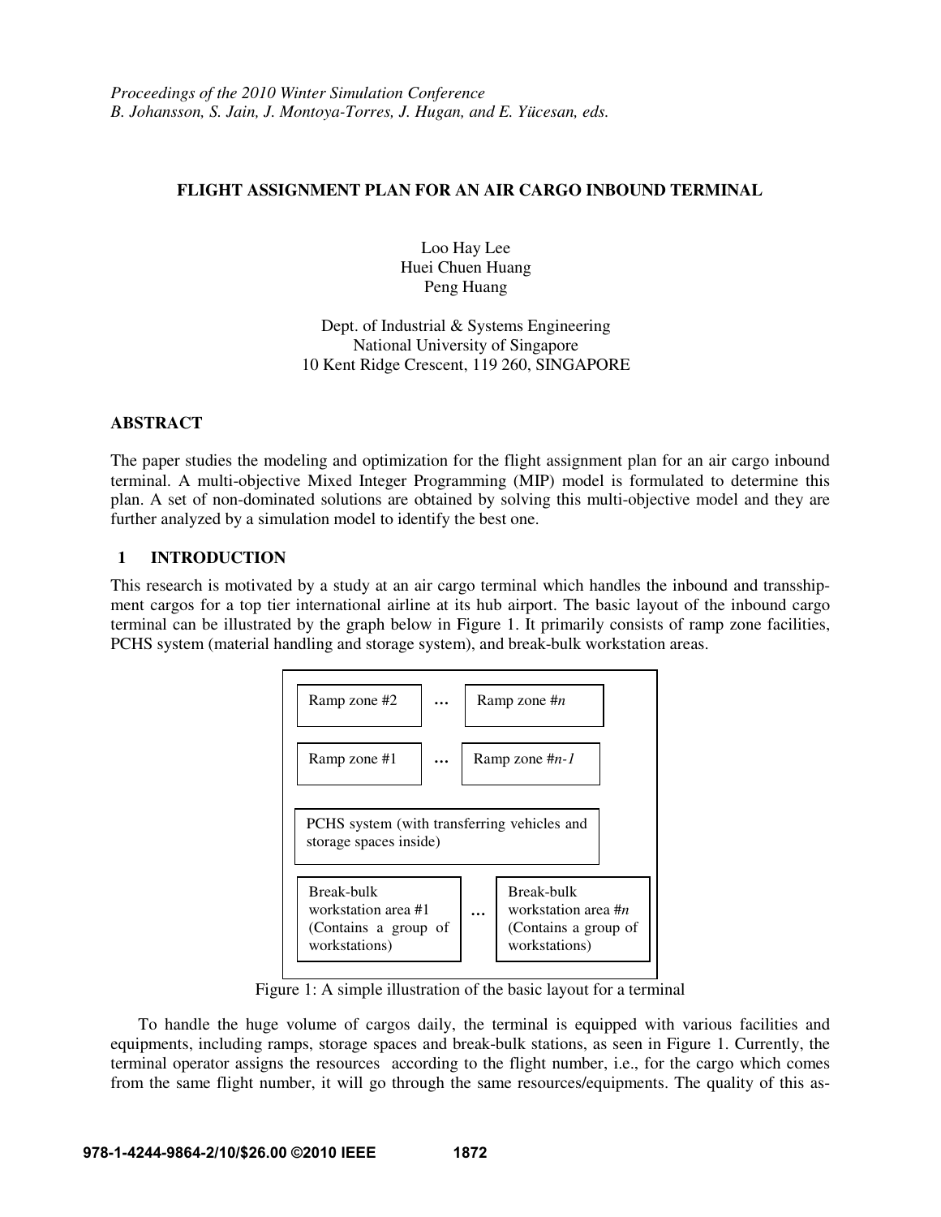*Proceedings of the 2010 Winter Simulation Conference*
*B. Johansson, S. Jain, J. Montoya-Torres, J. Hugan, and E. Yücesan, eds.*

# FLIGHT ASSIGNMENT PLAN FOR AN AIR CARGO INBOUND TERMINAL

Loo Hay Lee
Huei Chuen Huang
Peng Huang

Dept. of Industrial & Systems Engineering
National University of Singapore
10 Kent Ridge Crescent, 119 260, SINGAPORE

## ABSTRACT

The paper studies the modeling and optimization for the flight assignment plan for an air cargo inbound terminal. A multi-objective Mixed Integer Programming (MIP) model is formulated to determine this plan. A set of non-dominated solutions are obtained by solving this multi-objective model and they are further analyzed by a simulation model to identify the best one.

## 1 INTRODUCTION

This research is motivated by a study at an air cargo terminal which handles the inbound and transshipment cargos for a top tier international airline at its hub airport. The basic layout of the inbound cargo terminal can be illustrated by the graph below in Figure 1. It primarily consists of ramp zone facilities, PCHS system (material handling and storage system), and break-bulk workstation areas.

| Ramp zone #2 | … | Ramp zone #*n* |
|---|---|---|
| Ramp zone #1 | … | Ramp zone #*n-1* |
| PCHS system (with transferring vehicles and storage spaces inside) | | |
| Break-bulk workstation area #1 (Contains a group of workstations) | … | Break-bulk workstation area #*n* (Contains a group of workstations) |

Figure 1: A simple illustration of the basic layout for a terminal

To handle the huge volume of cargos daily, the terminal is equipped with various facilities and equipments, including ramps, storage spaces and break-bulk stations, as seen in Figure 1. Currently, the terminal operator assigns the resources according to the flight number, i.e., for the cargo which comes from the same flight number, it will go through the same resources/equipments. The quality of this as-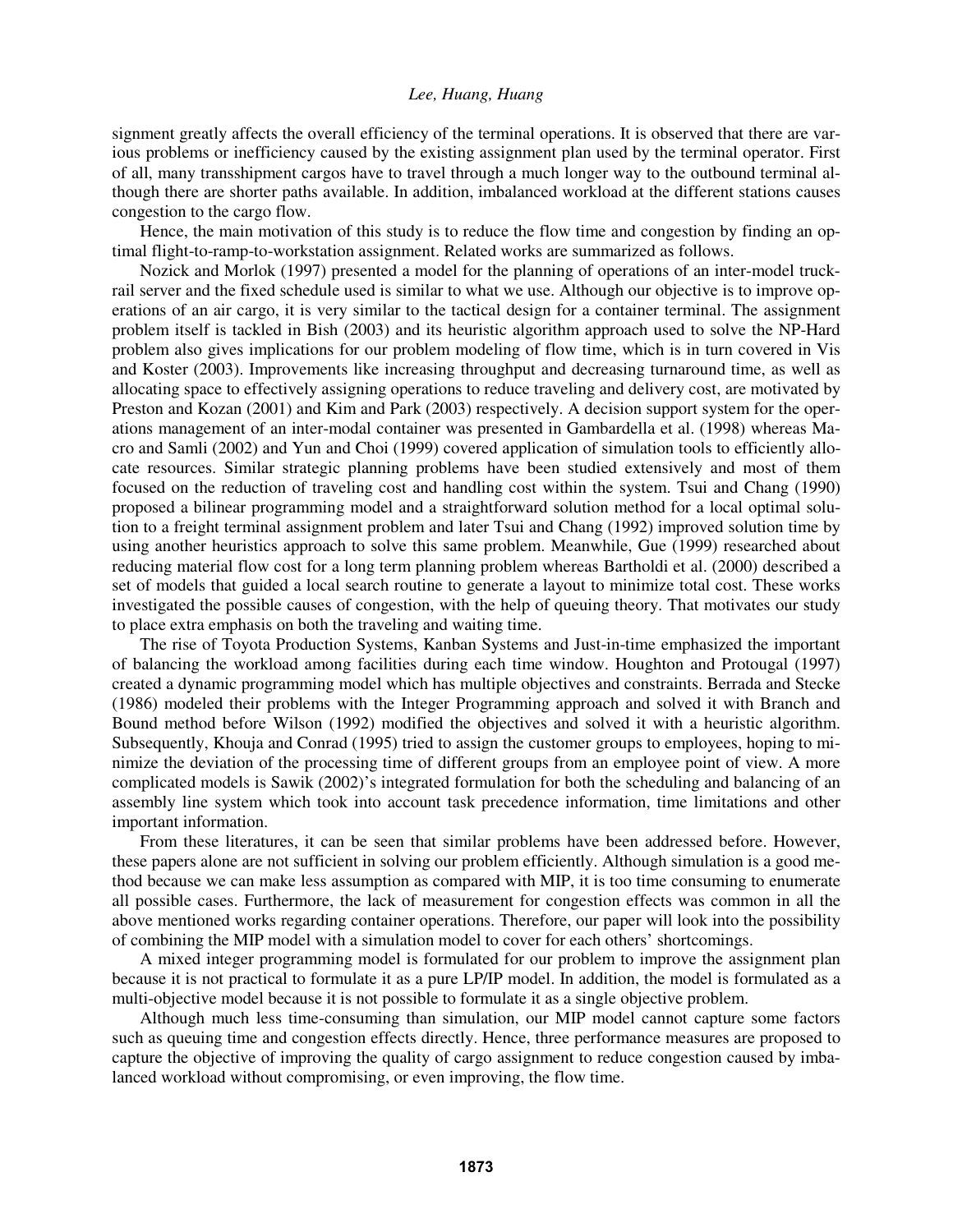signment greatly affects the overall efficiency of the terminal operations. It is observed that there are various problems or inefficiency caused by the existing assignment plan used by the terminal operator. First of all, many transshipment cargos have to travel through a much longer way to the outbound terminal although there are shorter paths available. In addition, imbalanced workload at the different stations causes congestion to the cargo flow.

Hence, the main motivation of this study is to reduce the flow time and congestion by finding an optimal flight-to-ramp-to-workstation assignment. Related works are summarized as follows.

Nozick and Morlok (1997) presented a model for the planning of operations of an inter-model truck-rail server and the fixed schedule used is similar to what we use. Although our objective is to improve operations of an air cargo, it is very similar to the tactical design for a container terminal. The assignment problem itself is tackled in Bish (2003) and its heuristic algorithm approach used to solve the NP-Hard problem also gives implications for our problem modeling of flow time, which is in turn covered in Vis and Koster (2003). Improvements like increasing throughput and decreasing turnaround time, as well as allocating space to effectively assigning operations to reduce traveling and delivery cost, are motivated by Preston and Kozan (2001) and Kim and Park (2003) respectively. A decision support system for the operations management of an inter-modal container was presented in Gambardella et al. (1998) whereas Macro and Samli (2002) and Yun and Choi (1999) covered application of simulation tools to efficiently allocate resources. Similar strategic planning problems have been studied extensively and most of them focused on the reduction of traveling cost and handling cost within the system. Tsui and Chang (1990) proposed a bilinear programming model and a straightforward solution method for a local optimal solution to a freight terminal assignment problem and later Tsui and Chang (1992) improved solution time by using another heuristics approach to solve this same problem. Meanwhile, Gue (1999) researched about reducing material flow cost for a long term planning problem whereas Bartholdi et al. (2000) described a set of models that guided a local search routine to generate a layout to minimize total cost. These works investigated the possible causes of congestion, with the help of queuing theory. That motivates our study to place extra emphasis on both the traveling and waiting time.

The rise of Toyota Production Systems, Kanban Systems and Just-in-time emphasized the important of balancing the workload among facilities during each time window. Houghton and Protougal (1997) created a dynamic programming model which has multiple objectives and constraints. Berrada and Stecke (1986) modeled their problems with the Integer Programming approach and solved it with Branch and Bound method before Wilson (1992) modified the objectives and solved it with a heuristic algorithm. Subsequently, Khouja and Conrad (1995) tried to assign the customer groups to employees, hoping to minimize the deviation of the processing time of different groups from an employee point of view. A more complicated models is Sawik (2002)'s integrated formulation for both the scheduling and balancing of an assembly line system which took into account task precedence information, time limitations and other important information.

From these literatures, it can be seen that similar problems have been addressed before. However, these papers alone are not sufficient in solving our problem efficiently. Although simulation is a good method because we can make less assumption as compared with MIP, it is too time consuming to enumerate all possible cases. Furthermore, the lack of measurement for congestion effects was common in all the above mentioned works regarding container operations. Therefore, our paper will look into the possibility of combining the MIP model with a simulation model to cover for each others' shortcomings.

A mixed integer programming model is formulated for our problem to improve the assignment plan because it is not practical to formulate it as a pure LP/IP model. In addition, the model is formulated as a multi-objective model because it is not possible to formulate it as a single objective problem.

Although much less time-consuming than simulation, our MIP model cannot capture some factors such as queuing time and congestion effects directly. Hence, three performance measures are proposed to capture the objective of improving the quality of cargo assignment to reduce congestion caused by imbalanced workload without compromising, or even improving, the flow time.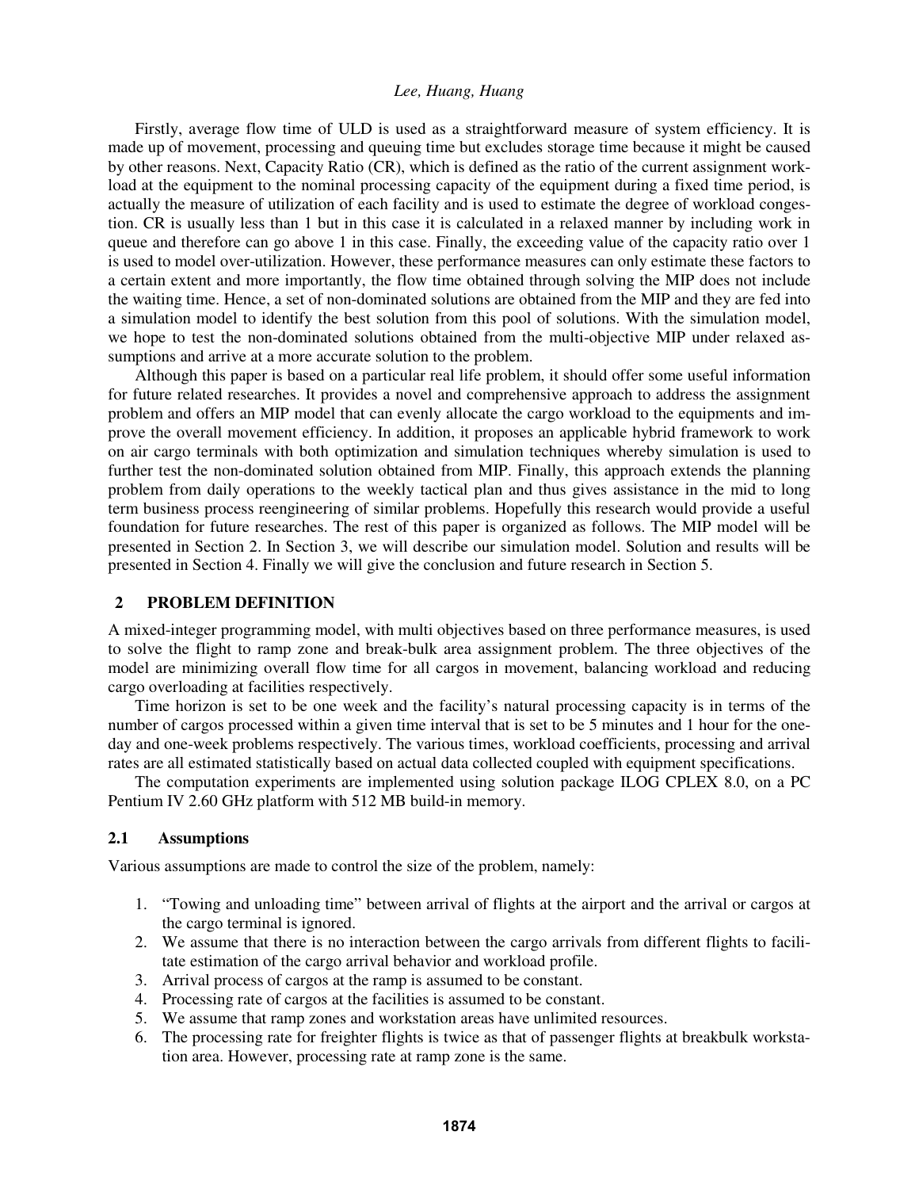Firstly, average flow time of ULD is used as a straightforward measure of system efficiency. It is made up of movement, processing and queuing time but excludes storage time because it might be caused by other reasons. Next, Capacity Ratio (CR), which is defined as the ratio of the current assignment workload at the equipment to the nominal processing capacity of the equipment during a fixed time period, is actually the measure of utilization of each facility and is used to estimate the degree of workload congestion. CR is usually less than 1 but in this case it is calculated in a relaxed manner by including work in queue and therefore can go above 1 in this case. Finally, the exceeding value of the capacity ratio over 1 is used to model over-utilization. However, these performance measures can only estimate these factors to a certain extent and more importantly, the flow time obtained through solving the MIP does not include the waiting time. Hence, a set of non-dominated solutions are obtained from the MIP and they are fed into a simulation model to identify the best solution from this pool of solutions. With the simulation model, we hope to test the non-dominated solutions obtained from the multi-objective MIP under relaxed assumptions and arrive at a more accurate solution to the problem.

Although this paper is based on a particular real life problem, it should offer some useful information for future related researches. It provides a novel and comprehensive approach to address the assignment problem and offers an MIP model that can evenly allocate the cargo workload to the equipments and improve the overall movement efficiency. In addition, it proposes an applicable hybrid framework to work on air cargo terminals with both optimization and simulation techniques whereby simulation is used to further test the non-dominated solution obtained from MIP. Finally, this approach extends the planning problem from daily operations to the weekly tactical plan and thus gives assistance in the mid to long term business process reengineering of similar problems. Hopefully this research would provide a useful foundation for future researches. The rest of this paper is organized as follows. The MIP model will be presented in Section 2. In Section 3, we will describe our simulation model. Solution and results will be presented in Section 4. Finally we will give the conclusion and future research in Section 5.

## 2 PROBLEM DEFINITION

A mixed-integer programming model, with multi objectives based on three performance measures, is used to solve the flight to ramp zone and break-bulk area assignment problem. The three objectives of the model are minimizing overall flow time for all cargos in movement, balancing workload and reducing cargo overloading at facilities respectively.

Time horizon is set to be one week and the facility's natural processing capacity is in terms of the number of cargos processed within a given time interval that is set to be 5 minutes and 1 hour for the one-day and one-week problems respectively. The various times, workload coefficients, processing and arrival rates are all estimated statistically based on actual data collected coupled with equipment specifications.

The computation experiments are implemented using solution package ILOG CPLEX 8.0, on a PC Pentium IV 2.60 GHz platform with 512 MB build-in memory.

### 2.1 Assumptions

Various assumptions are made to control the size of the problem, namely:

1. "Towing and unloading time" between arrival of flights at the airport and the arrival or cargos at the cargo terminal is ignored.
2. We assume that there is no interaction between the cargo arrivals from different flights to facilitate estimation of the cargo arrival behavior and workload profile.
3. Arrival process of cargos at the ramp is assumed to be constant.
4. Processing rate of cargos at the facilities is assumed to be constant.
5. We assume that ramp zones and workstation areas have unlimited resources.
6. The processing rate for freighter flights is twice as that of passenger flights at breakbulk workstation area. However, processing rate at ramp zone is the same.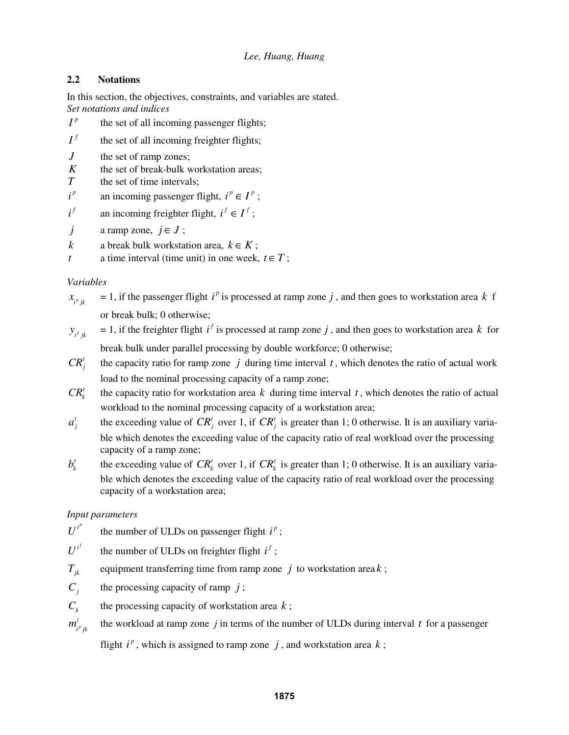### 2.2 Notations

In this section, the objectives, constraints, and variables are stated.

*Set notations and indices*

- $I^p$ the set of all incoming passenger flights;
- $I^f$ the set of all incoming freighter flights;
- $J$ the set of ramp zones;
- $K$ the set of break-bulk workstation areas;
- $T$ the set of time intervals;
- $i^p$ an incoming passenger flight, $i^p \in I^p$ ;
- $i^f$ an incoming freighter flight, $i^f \in I^f$ ;
- $j$ a ramp zone, $j \in J$ ;
- $k$ a break bulk workstation area, $k \in K$ ;
- $t$ a time interval (time unit) in one week, $t \in T$ ;

*Variables*

- $x_{i^p jk}$ = 1, if the passenger flight $i^p$ is processed at ramp zone $j$, and then goes to workstation area $k$ f or break bulk; 0 otherwise;
- $y_{i^f jk}$ = 1, if the freighter flight $i^f$ is processed at ramp zone $j$, and then goes to workstation area $k$ for break bulk under parallel processing by double workforce; 0 otherwise;
- $CR_j^t$ the capacity ratio for ramp zone $j$ during time interval $t$, which denotes the ratio of actual work load to the nominal processing capacity of a ramp zone;
- $CR_k^t$ the capacity ratio for workstation area $k$ during time interval $t$, which denotes the ratio of actual workload to the nominal processing capacity of a workstation area;
- $a_j^t$ the exceeding value of $CR_j^t$ over 1, if $CR_j^t$ is greater than 1; 0 otherwise. It is an auxiliary variable which denotes the exceeding value of the capacity ratio of real workload over the processing capacity of a ramp zone;
- $b_k^t$ the exceeding value of $CR_k^t$ over 1, if $CR_k^t$ is greater than 1; 0 otherwise. It is an auxiliary variable which denotes the exceeding value of the capacity ratio of real workload over the processing capacity of a workstation area;

*Input parameters*

- $U^{i^p}$ the number of ULDs on passenger flight $i^p$ ;
- $U^{i^f}$ the number of ULDs on freighter flight $i^f$ ;
- $T_{jk}$ equipment transferring time from ramp zone $j$ to workstation area $k$ ;
- $C_j$ the processing capacity of ramp $j$ ;
- $C_k$ the processing capacity of workstation area $k$ ;
- $m_{i^p jk}^t$ the workload at ramp zone $j$ in terms of the number of ULDs during interval $t$ for a passenger flight $i^p$, which is assigned to ramp zone $j$, and workstation area $k$ ;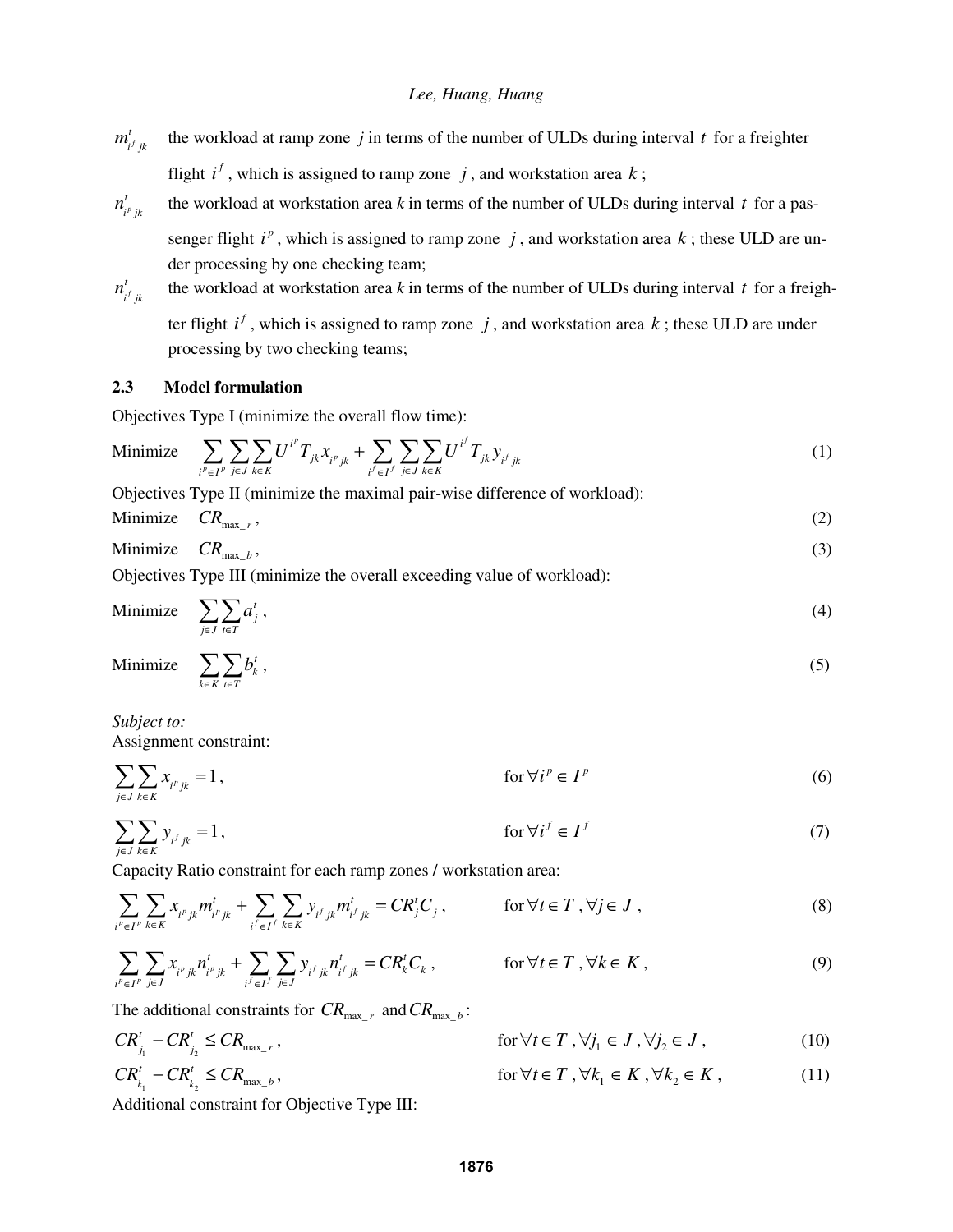$m^t_{i^f jk}$ the workload at ramp zone $j$ in terms of the number of ULDs during interval $t$ for a freighter flight $i^f$, which is assigned to ramp zone $j$, and workstation area $k$;

$n^t_{i^p jk}$ the workload at workstation area $k$ in terms of the number of ULDs during interval $t$ for a passenger flight $i^p$, which is assigned to ramp zone $j$, and workstation area $k$; these ULD are under processing by one checking team;

$n^t_{i^f jk}$ the workload at workstation area $k$ in terms of the number of ULDs during interval $t$ for a freighter flight $i^f$, which is assigned to ramp zone $j$, and workstation area $k$; these ULD are under processing by two checking teams;

### 2.3 Model formulation

Objectives Type I (minimize the overall flow time):

$$\text{Minimize} \quad \sum_{i^p \in I^p} \sum_{j \in J} \sum_{k \in K} U^{i^p} T_{jk} x_{i^p jk} + \sum_{i^f \in I^f} \sum_{j \in J} \sum_{k \in K} U^{i^f} T_{jk} y_{i^f jk} \tag{1}$$

Objectives Type II (minimize the maximal pair-wise difference of workload):

$$\text{Minimize} \quad CR_{\max\_r}, \tag{2}$$

$$\text{Minimize} \quad CR_{\max\_b}, \tag{3}$$

Objectives Type III (minimize the overall exceeding value of workload):

$$\text{Minimize} \quad \sum_{j \in J} \sum_{t \in T} a^t_j, \tag{4}$$

$$\text{Minimize} \quad \sum_{k \in K} \sum_{t \in T} b^t_k, \tag{5}$$

*Subject to:*

Assignment constraint:

$$\sum_{j \in J} \sum_{k \in K} x_{i^p jk} = 1, \qquad \text{for } \forall i^p \in I^p \tag{6}$$

$$\sum_{j \in J} \sum_{k \in K} y_{i^f jk} = 1, \qquad \text{for } \forall i^f \in I^f \tag{7}$$

Capacity Ratio constraint for each ramp zones / workstation area:

$$\sum_{i^p \in I^p} \sum_{k \in K} x_{i^p jk} m^t_{i^p jk} + \sum_{i^f \in I^f} \sum_{k \in K} y_{i^f jk} m^t_{i^f jk} = CR^t_j C_j, \qquad \text{for } \forall t \in T, \forall j \in J, \tag{8}$$

$$\sum_{i^p \in I^p} \sum_{j \in J} x_{i^p jk} n^t_{i^p jk} + \sum_{i^f \in I^f} \sum_{j \in J} y_{i^f jk} n^t_{i^f jk} = CR^t_k C_k, \qquad \text{for } \forall t \in T, \forall k \in K, \tag{9}$$

The additional constraints for $CR_{\max\_r}$ and $CR_{\max\_b}$:

$$CR^t_{j_1} - CR^t_{j_2} \le CR_{\max\_r}, \qquad \text{for } \forall t \in T, \forall j_1 \in J, \forall j_2 \in J, \tag{10}$$

$$CR^t_{k_1} - CR^t_{k_2} \le CR_{\max\_b}, \qquad \text{for } \forall t \in T, \forall k_1 \in K, \forall k_2 \in K, \tag{11}$$

Additional constraint for Objective Type III: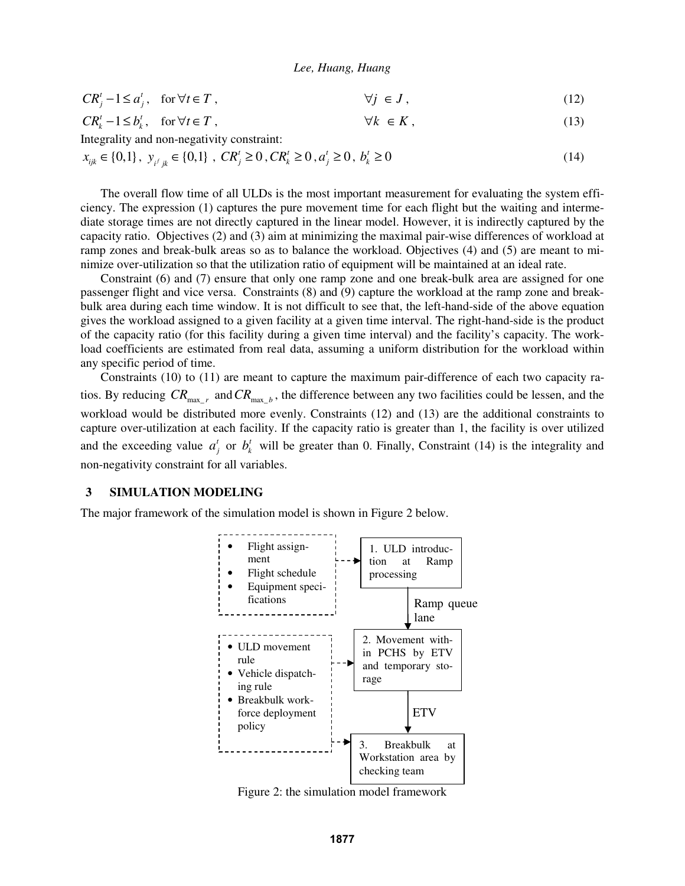$$CR_j^t - 1 \le a_j^t, \quad \text{for } \forall t \in T, \qquad \forall j \in J, \tag{12}$$

$$CR_k^t - 1 \le b_k^t, \quad \text{for } \forall t \in T, \qquad \forall k \in K, \tag{13}$$

Integrality and non-negativity constraint:

$$x_{ijk} \in \{0,1\},\ y_{i^f jk} \in \{0,1\},\ CR_j^t \ge 0, CR_k^t \ge 0, a_j^t \ge 0,\ b_k^t \ge 0 \tag{14}$$

The overall flow time of all ULDs is the most important measurement for evaluating the system efficiency. The expression (1) captures the pure movement time for each flight but the waiting and intermediate storage times are not directly captured in the linear model. However, it is indirectly captured by the capacity ratio. Objectives (2) and (3) aim at minimizing the maximal pair-wise differences of workload at ramp zones and break-bulk areas so as to balance the workload. Objectives (4) and (5) are meant to minimize over-utilization so that the utilization ratio of equipment will be maintained at an ideal rate.

Constraint (6) and (7) ensure that only one ramp zone and one break-bulk area are assigned for one passenger flight and vice versa. Constraints (8) and (9) capture the workload at the ramp zone and break-bulk area during each time window. It is not difficult to see that, the left-hand-side of the above equation gives the workload assigned to a given facility at a given time interval. The right-hand-side is the product of the capacity ratio (for this facility during a given time interval) and the facility's capacity. The workload coefficients are estimated from real data, assuming a uniform distribution for the workload within any specific period of time.

Constraints (10) to (11) are meant to capture the maximum pair-difference of each two capacity ratios. By reducing $CR_{\max\_r}$ and $CR_{\max\_b}$, the difference between any two facilities could be lessen, and the workload would be distributed more evenly. Constraints (12) and (13) are the additional constraints to capture over-utilization at each facility. If the capacity ratio is greater than 1, the facility is over utilized and the exceeding value $a_j^t$ or $b_k^t$ will be greater than 0. Finally, Constraint (14) is the integrality and non-negativity constraint for all variables.

## 3 SIMULATION MODELING

The major framework of the simulation model is shown in Figure 2 below.

- Flight assignment
- Flight schedule
- Equipment specifications

1. ULD introduction at Ramp processing

Ramp queue lane

- ULD movement rule
- Vehicle dispatching rule
- Breakbulk workforce deployment policy

2. Movement within PCHS by ETV and temporary storage

ETV

3. Breakbulk at Workstation area by checking team

Figure 2: the simulation model framework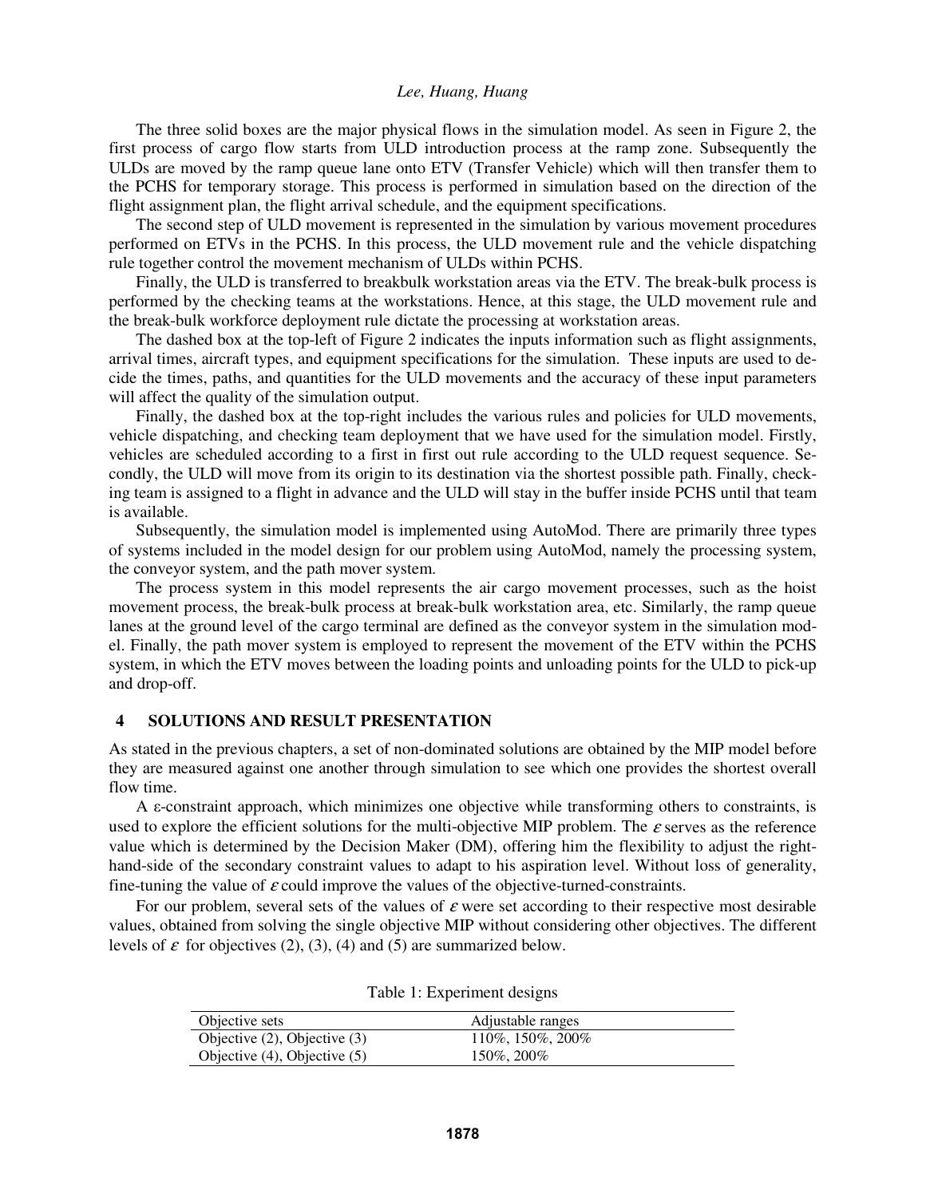The three solid boxes are the major physical flows in the simulation model. As seen in Figure 2, the first process of cargo flow starts from ULD introduction process at the ramp zone. Subsequently the ULDs are moved by the ramp queue lane onto ETV (Transfer Vehicle) which will then transfer them to the PCHS for temporary storage. This process is performed in simulation based on the direction of the flight assignment plan, the flight arrival schedule, and the equipment specifications.

The second step of ULD movement is represented in the simulation by various movement procedures performed on ETVs in the PCHS. In this process, the ULD movement rule and the vehicle dispatching rule together control the movement mechanism of ULDs within PCHS.

Finally, the ULD is transferred to breakbulk workstation areas via the ETV. The break-bulk process is performed by the checking teams at the workstations. Hence, at this stage, the ULD movement rule and the break-bulk workforce deployment rule dictate the processing at workstation areas.

The dashed box at the top-left of Figure 2 indicates the inputs information such as flight assignments, arrival times, aircraft types, and equipment specifications for the simulation. These inputs are used to decide the times, paths, and quantities for the ULD movements and the accuracy of these input parameters will affect the quality of the simulation output.

Finally, the dashed box at the top-right includes the various rules and policies for ULD movements, vehicle dispatching, and checking team deployment that we have used for the simulation model. Firstly, vehicles are scheduled according to a first in first out rule according to the ULD request sequence. Secondly, the ULD will move from its origin to its destination via the shortest possible path. Finally, checking team is assigned to a flight in advance and the ULD will stay in the buffer inside PCHS until that team is available.

Subsequently, the simulation model is implemented using AutoMod. There are primarily three types of systems included in the model design for our problem using AutoMod, namely the processing system, the conveyor system, and the path mover system.

The process system in this model represents the air cargo movement processes, such as the hoist movement process, the break-bulk process at break-bulk workstation area, etc. Similarly, the ramp queue lanes at the ground level of the cargo terminal are defined as the conveyor system in the simulation model. Finally, the path mover system is employed to represent the movement of the ETV within the PCHS system, in which the ETV moves between the loading points and unloading points for the ULD to pick-up and drop-off.

## 4 SOLUTIONS AND RESULT PRESENTATION

As stated in the previous chapters, a set of non-dominated solutions are obtained by the MIP model before they are measured against one another through simulation to see which one provides the shortest overall flow time.

A ε-constraint approach, which minimizes one objective while transforming others to constraints, is used to explore the efficient solutions for the multi-objective MIP problem. The $\varepsilon$ serves as the reference value which is determined by the Decision Maker (DM), offering him the flexibility to adjust the right-hand-side of the secondary constraint values to adapt to his aspiration level. Without loss of generality, fine-tuning the value of $\varepsilon$ could improve the values of the objective-turned-constraints.

For our problem, several sets of the values of $\varepsilon$ were set according to their respective most desirable values, obtained from solving the single objective MIP without considering other objectives. The different levels of $\varepsilon$ for objectives (2), (3), (4) and (5) are summarized below.

Table 1: Experiment designs

| Objective sets | Adjustable ranges |
|---|---|
| Objective (2), Objective (3) | 110%, 150%, 200% |
| Objective (4), Objective (5) | 150%, 200% |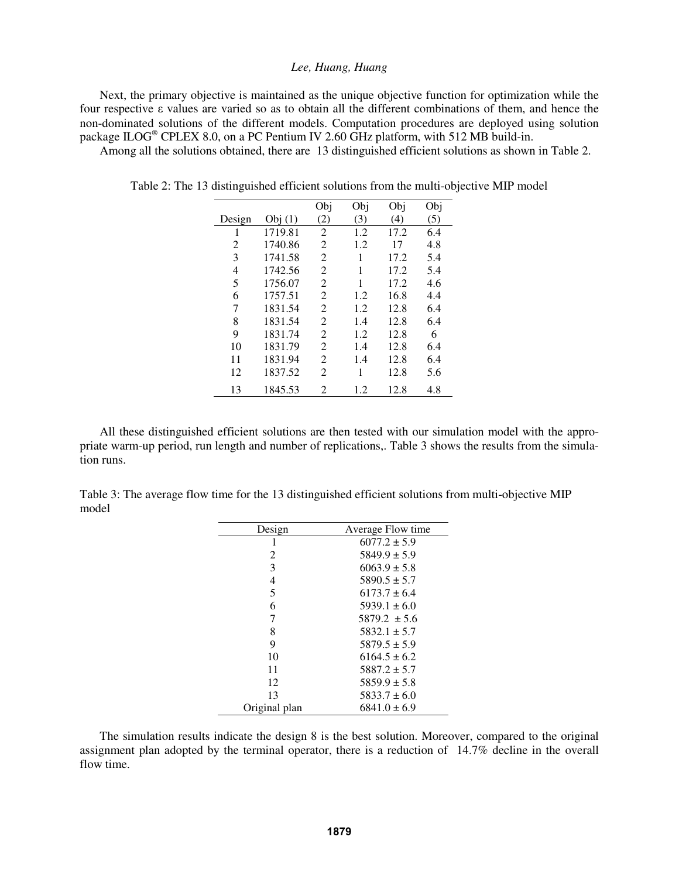Next, the primary objective is maintained as the unique objective function for optimization while the four respective ε values are varied so as to obtain all the different combinations of them, and hence the non-dominated solutions of the different models. Computation procedures are deployed using solution package ILOG® CPLEX 8.0, on a PC Pentium IV 2.60 GHz platform, with 512 MB build-in.

Among all the solutions obtained, there are 13 distinguished efficient solutions as shown in Table 2.

Table 2: The 13 distinguished efficient solutions from the multi-objective MIP model

| Design | Obj (1) | Obj (2) | Obj (3) | Obj (4) | Obj (5) |
|---|---|---|---|---|---|
| 1 | 1719.81 | 2 | 1.2 | 17.2 | 6.4 |
| 2 | 1740.86 | 2 | 1.2 | 17 | 4.8 |
| 3 | 1741.58 | 2 | 1 | 17.2 | 5.4 |
| 4 | 1742.56 | 2 | 1 | 17.2 | 5.4 |
| 5 | 1756.07 | 2 | 1 | 17.2 | 4.6 |
| 6 | 1757.51 | 2 | 1.2 | 16.8 | 4.4 |
| 7 | 1831.54 | 2 | 1.2 | 12.8 | 6.4 |
| 8 | 1831.54 | 2 | 1.4 | 12.8 | 6.4 |
| 9 | 1831.74 | 2 | 1.2 | 12.8 | 6 |
| 10 | 1831.79 | 2 | 1.4 | 12.8 | 6.4 |
| 11 | 1831.94 | 2 | 1.4 | 12.8 | 6.4 |
| 12 | 1837.52 | 2 | 1 | 12.8 | 5.6 |
| 13 | 1845.53 | 2 | 1.2 | 12.8 | 4.8 |

All these distinguished efficient solutions are then tested with our simulation model with the appropriate warm-up period, run length and number of replications,. Table 3 shows the results from the simulation runs.

Table 3: The average flow time for the 13 distinguished efficient solutions from multi-objective MIP model

| Design | Average Flow time |
|---|---|
| 1 | 6077.2 ± 5.9 |
| 2 | 5849.9 ± 5.9 |
| 3 | 6063.9 ± 5.8 |
| 4 | 5890.5 ± 5.7 |
| 5 | 6173.7 ± 6.4 |
| 6 | 5939.1 ± 6.0 |
| 7 | 5879.2 ± 5.6 |
| 8 | 5832.1 ± 5.7 |
| 9 | 5879.5 ± 5.9 |
| 10 | 6164.5 ± 6.2 |
| 11 | 5887.2 ± 5.7 |
| 12 | 5859.9 ± 5.8 |
| 13 | 5833.7 ± 6.0 |
| Original plan | 6841.0 ± 6.9 |

The simulation results indicate the design 8 is the best solution. Moreover, compared to the original assignment plan adopted by the terminal operator, there is a reduction of 14.7% decline in the overall flow time.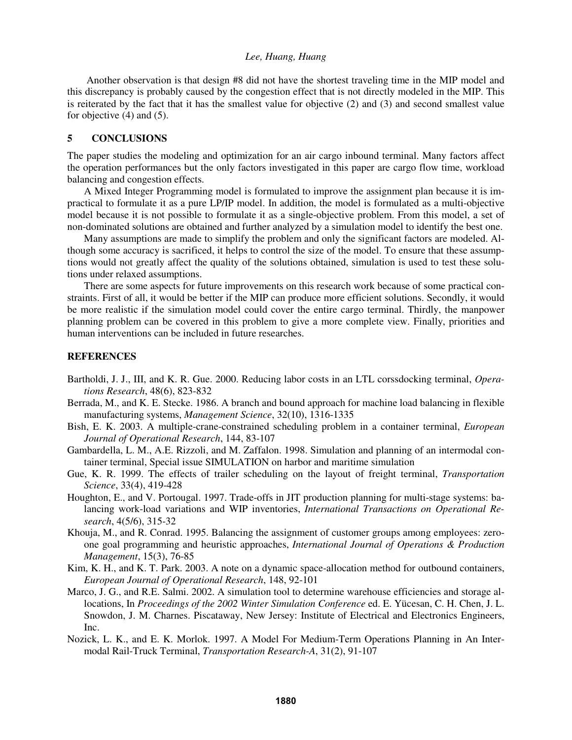Another observation is that design #8 did not have the shortest traveling time in the MIP model and this discrepancy is probably caused by the congestion effect that is not directly modeled in the MIP. This is reiterated by the fact that it has the smallest value for objective (2) and (3) and second smallest value for objective (4) and (5).

## 5 CONCLUSIONS

The paper studies the modeling and optimization for an air cargo inbound terminal. Many factors affect the operation performances but the only factors investigated in this paper are cargo flow time, workload balancing and congestion effects.

A Mixed Integer Programming model is formulated to improve the assignment plan because it is impractical to formulate it as a pure LP/IP model. In addition, the model is formulated as a multi-objective model because it is not possible to formulate it as a single-objective problem. From this model, a set of non-dominated solutions are obtained and further analyzed by a simulation model to identify the best one.

Many assumptions are made to simplify the problem and only the significant factors are modeled. Although some accuracy is sacrificed, it helps to control the size of the model. To ensure that these assumptions would not greatly affect the quality of the solutions obtained, simulation is used to test these solutions under relaxed assumptions.

There are some aspects for future improvements on this research work because of some practical constraints. First of all, it would be better if the MIP can produce more efficient solutions. Secondly, it would be more realistic if the simulation model could cover the entire cargo terminal. Thirdly, the manpower planning problem can be covered in this problem to give a more complete view. Finally, priorities and human interventions can be included in future researches.

## REFERENCES

Bartholdi, J. J., III, and K. R. Gue. 2000. Reducing labor costs in an LTL corssdocking terminal, *Operations Research*, 48(6), 823-832

Berrada, M., and K. E. Stecke. 1986. A branch and bound approach for machine load balancing in flexible manufacturing systems, *Management Science*, 32(10), 1316-1335

Bish, E. K. 2003. A multiple-crane-constrained scheduling problem in a container terminal, *European Journal of Operational Research*, 144, 83-107

Gambardella, L. M., A.E. Rizzoli, and M. Zaffalon. 1998. Simulation and planning of an intermodal container terminal, Special issue SIMULATION on harbor and maritime simulation

Gue, K. R. 1999. The effects of trailer scheduling on the layout of freight terminal, *Transportation Science*, 33(4), 419-428

Houghton, E., and V. Portougal. 1997. Trade-offs in JIT production planning for multi-stage systems: balancing work-load variations and WIP inventories, *International Transactions on Operational Research*, 4(5/6), 315-32

Khouja, M., and R. Conrad. 1995. Balancing the assignment of customer groups among employees: zero-one goal programming and heuristic approaches, *International Journal of Operations & Production Management*, 15(3), 76-85

Kim, K. H., and K. T. Park. 2003. A note on a dynamic space-allocation method for outbound containers, *European Journal of Operational Research*, 148, 92-101

Marco, J. G., and R.E. Salmi. 2002. A simulation tool to determine warehouse efficiencies and storage allocations, In *Proceedings of the 2002 Winter Simulation Conference* ed. E. Yücesan, C. H. Chen, J. L. Snowdon, J. M. Charnes. Piscataway, New Jersey: Institute of Electrical and Electronics Engineers, Inc.

Nozick, L. K., and E. K. Morlok. 1997. A Model For Medium-Term Operations Planning in An Intermodal Rail-Truck Terminal, *Transportation Research-A*, 31(2), 91-107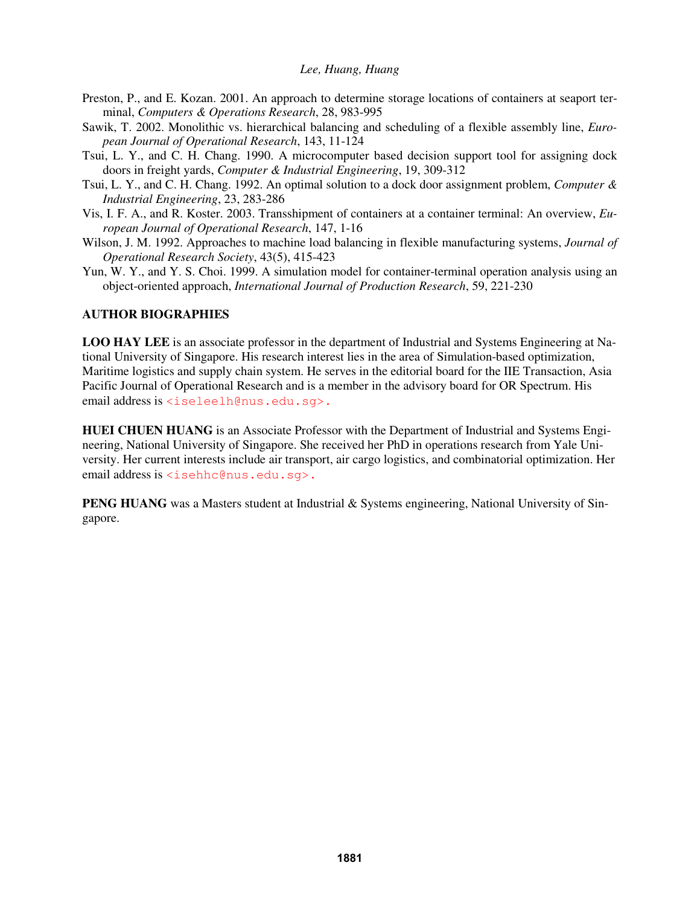Preston, P., and E. Kozan. 2001. An approach to determine storage locations of containers at seaport terminal, *Computers & Operations Research*, 28, 983-995

Sawik, T. 2002. Monolithic vs. hierarchical balancing and scheduling of a flexible assembly line, *European Journal of Operational Research*, 143, 11-124

Tsui, L. Y., and C. H. Chang. 1990. A microcomputer based decision support tool for assigning dock doors in freight yards, *Computer & Industrial Engineering*, 19, 309-312

Tsui, L. Y., and C. H. Chang. 1992. An optimal solution to a dock door assignment problem, *Computer & Industrial Engineering*, 23, 283-286

Vis, I. F. A., and R. Koster. 2003. Transshipment of containers at a container terminal: An overview, *European Journal of Operational Research*, 147, 1-16

Wilson, J. M. 1992. Approaches to machine load balancing in flexible manufacturing systems, *Journal of Operational Research Society*, 43(5), 415-423

Yun, W. Y., and Y. S. Choi. 1999. A simulation model for container-terminal operation analysis using an object-oriented approach, *International Journal of Production Research*, 59, 221-230

## AUTHOR BIOGRAPHIES

**LOO HAY LEE** is an associate professor in the department of Industrial and Systems Engineering at National University of Singapore. His research interest lies in the area of Simulation-based optimization, Maritime logistics and supply chain system. He serves in the editorial board for the IIE Transaction, Asia Pacific Journal of Operational Research and is a member in the advisory board for OR Spectrum. His email address is <iseleelh@nus.edu.sg>.

**HUEI CHUEN HUANG** is an Associate Professor with the Department of Industrial and Systems Engineering, National University of Singapore. She received her PhD in operations research from Yale University. Her current interests include air transport, air cargo logistics, and combinatorial optimization. Her email address is <isehhc@nus.edu.sg>.

**PENG HUANG** was a Masters student at Industrial & Systems engineering, National University of Singapore.